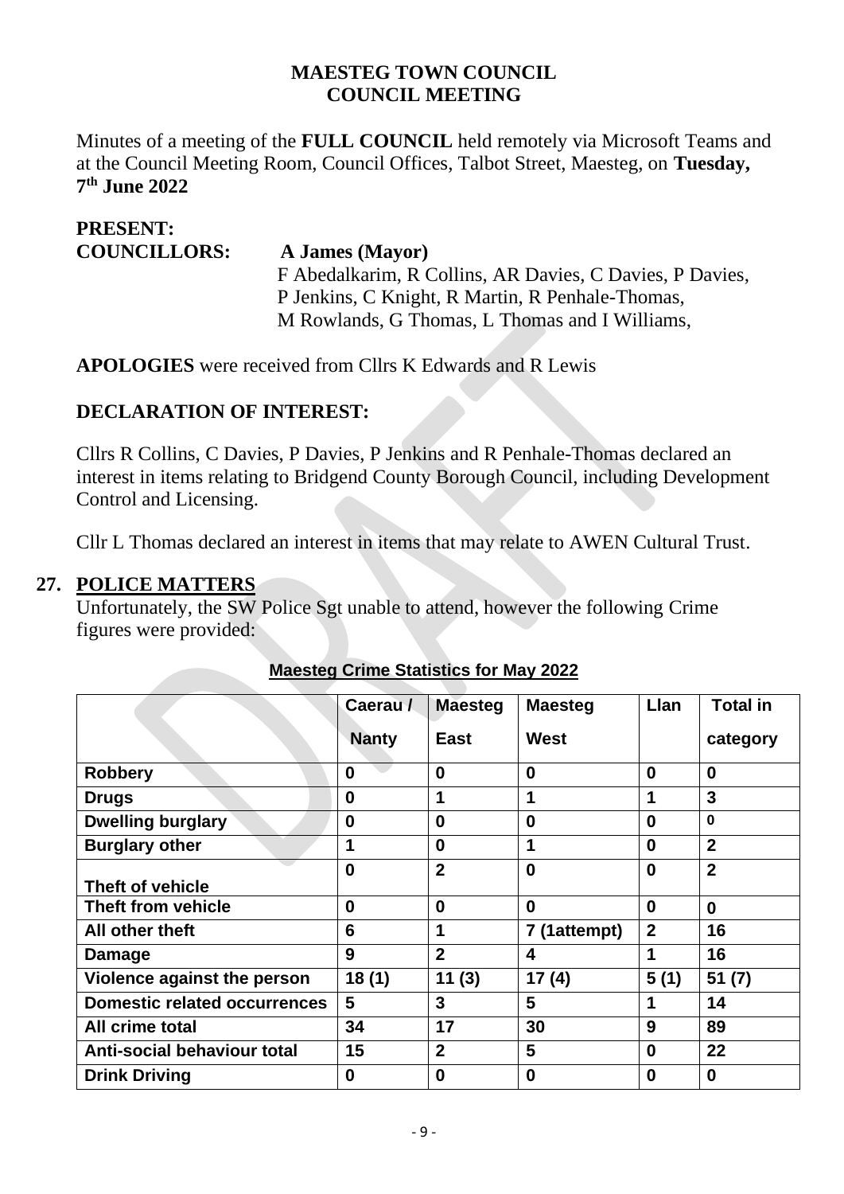**MAESTEG TOWN COUNCIL**
**COUNCIL MEETING**

Minutes of a meeting of the **FULL COUNCIL** held remotely via Microsoft Teams and at the Council Meeting Room, Council Offices, Talbot Street, Maesteg, on **Tuesday, 7th June 2022**

**PRESENT:**
**COUNCILLORS:** **A James (Mayor)**
F Abedalkarim, R Collins, AR Davies, C Davies, P Davies, P Jenkins, C Knight, R Martin, R Penhale-Thomas, M Rowlands, G Thomas, L Thomas and I Williams,

**APOLOGIES** were received from Cllrs K Edwards and R Lewis

## DECLARATION OF INTEREST:

Cllrs R Collins, C Davies, P Davies, P Jenkins and R Penhale-Thomas declared an interest in items relating to Bridgend County Borough Council, including Development Control and Licensing.

Cllr L Thomas declared an interest in items that may relate to AWEN Cultural Trust.

## 27. POLICE MATTERS

Unfortunately, the SW Police Sgt unable to attend, however the following Crime figures were provided:

**Maesteg Crime Statistics for May 2022**

| | Caerau / Nanty | Maesteg East | Maesteg West | Llan | Total in category |
|---|---|---|---|---|---|
| **Robbery** | 0 | 0 | 0 | 0 | 0 |
| **Drugs** | 0 | 1 | 1 | 1 | 3 |
| **Dwelling burglary** | 0 | 0 | 0 | 0 | 0 |
| **Burglary other** | 1 | 0 | 1 | 0 | 2 |
| **Theft of vehicle** | 0 | 2 | 0 | 0 | 2 |
| **Theft from vehicle** | 0 | 0 | 0 | 0 | 0 |
| **All other theft** | 6 | 1 | 7 (1attempt) | 2 | 16 |
| **Damage** | 9 | 2 | 4 | 1 | 16 |
| **Violence against the person** | 18 (1) | 11 (3) | 17 (4) | 5 (1) | 51 (7) |
| **Domestic related occurrences** | 5 | 3 | 5 | 1 | 14 |
| **All crime total** | 34 | 17 | 30 | 9 | 89 |
| **Anti-social behaviour total** | 15 | 2 | 5 | 0 | 22 |
| **Drink Driving** | 0 | 0 | 0 | 0 | 0 |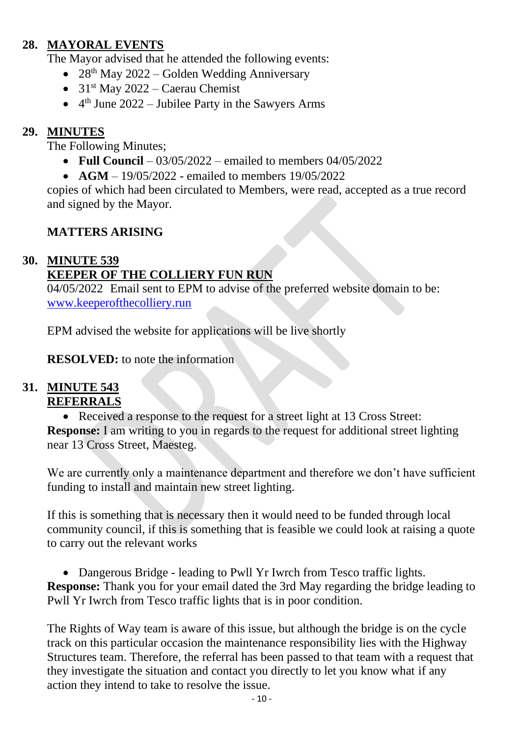## 28. MAYORAL EVENTS

The Mayor advised that he attended the following events:

- 28th May 2022 – Golden Wedding Anniversary
- 31st May 2022 – Caerau Chemist
- 4th June 2022 – Jubilee Party in the Sawyers Arms

## 29. MINUTES

The Following Minutes;

- **Full Council** – 03/05/2022 – emailed to members 04/05/2022
- **AGM** – 19/05/2022 - emailed to members 19/05/2022

copies of which had been circulated to Members, were read, accepted as a true record and signed by the Mayor.

### MATTERS ARISING

## 30. MINUTE 539 KEEPER OF THE COLLIERY FUN RUN

04/05/2022 Email sent to EPM to advise of the preferred website domain to be: www.keeperofthecolliery.run

EPM advised the website for applications will be live shortly

**RESOLVED:** to note the information

## 31. MINUTE 543 REFERRALS

- Received a response to the request for a street light at 13 Cross Street:

**Response:** I am writing to you in regards to the request for additional street lighting near 13 Cross Street, Maesteg.

We are currently only a maintenance department and therefore we don't have sufficient funding to install and maintain new street lighting.

If this is something that is necessary then it would need to be funded through local community council, if this is something that is feasible we could look at raising a quote to carry out the relevant works

- Dangerous Bridge - leading to Pwll Yr Iwrch from Tesco traffic lights.

**Response:** Thank you for your email dated the 3rd May regarding the bridge leading to Pwll Yr Iwrch from Tesco traffic lights that is in poor condition.

The Rights of Way team is aware of this issue, but although the bridge is on the cycle track on this particular occasion the maintenance responsibility lies with the Highway Structures team. Therefore, the referral has been passed to that team with a request that they investigate the situation and contact you directly to let you know what if any action they intend to take to resolve the issue.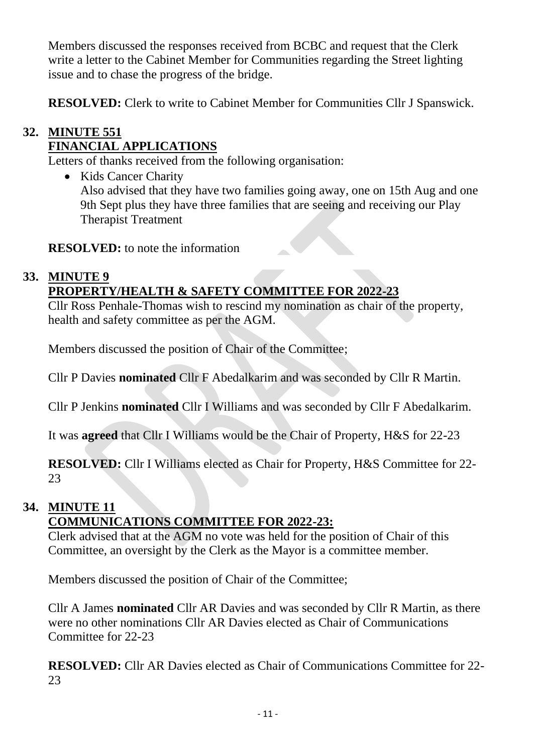Members discussed the responses received from BCBC and request that the Clerk write a letter to the Cabinet Member for Communities regarding the Street lighting issue and to chase the progress of the bridge.

**RESOLVED:** Clerk to write to Cabinet Member for Communities Cllr J Spanswick.

## 32. MINUTE 551 FINANCIAL APPLICATIONS

Letters of thanks received from the following organisation:

- Kids Cancer Charity
  Also advised that they have two families going away, one on 15th Aug and one 9th Sept plus they have three families that are seeing and receiving our Play Therapist Treatment

**RESOLVED:** to note the information

## 33. MINUTE 9 PROPERTY/HEALTH & SAFETY COMMITTEE FOR 2022-23

Cllr Ross Penhale-Thomas wish to rescind my nomination as chair of the property, health and safety committee as per the AGM.

Members discussed the position of Chair of the Committee;

Cllr P Davies **nominated** Cllr F Abedalkarim and was seconded by Cllr R Martin.

Cllr P Jenkins **nominated** Cllr I Williams and was seconded by Cllr F Abedalkarim.

It was **agreed** that Cllr I Williams would be the Chair of Property, H&S for 22-23

**RESOLVED:** Cllr I Williams elected as Chair for Property, H&S Committee for 22-23

## 34. MINUTE 11 COMMUNICATIONS COMMITTEE FOR 2022-23:

Clerk advised that at the AGM no vote was held for the position of Chair of this Committee, an oversight by the Clerk as the Mayor is a committee member.

Members discussed the position of Chair of the Committee;

Cllr A James **nominated** Cllr AR Davies and was seconded by Cllr R Martin, as there were no other nominations Cllr AR Davies elected as Chair of Communications Committee for 22-23

**RESOLVED:** Cllr AR Davies elected as Chair of Communications Committee for 22-23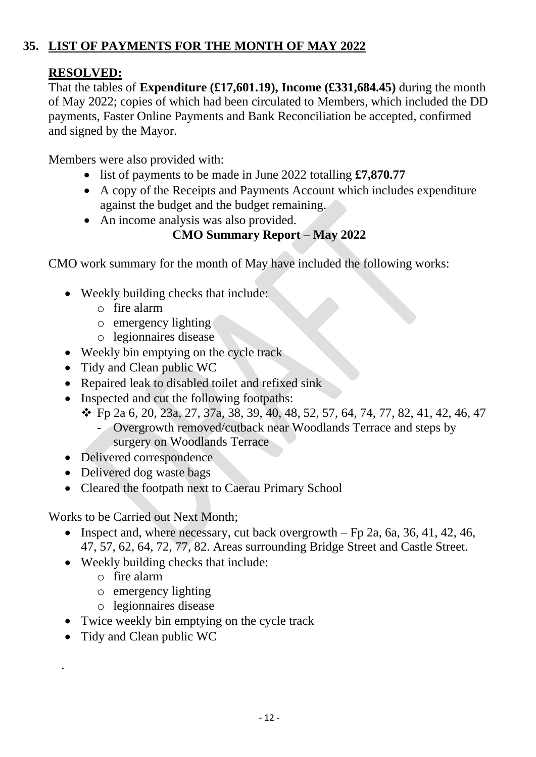## 35. LIST OF PAYMENTS FOR THE MONTH OF MAY 2022

**RESOLVED:**

That the tables of **Expenditure (£17,601.19), Income (£331,684.45)** during the month of May 2022; copies of which had been circulated to Members, which included the DD payments, Faster Online Payments and Bank Reconciliation be accepted, confirmed and signed by the Mayor.

Members were also provided with:

- list of payments to be made in June 2022 totalling **£7,870.77**
- A copy of the Receipts and Payments Account which includes expenditure against the budget and the budget remaining.
- An income analysis was also provided.

**CMO Summary Report – May 2022**

CMO work summary for the month of May have included the following works:

- Weekly building checks that include:
  - fire alarm
  - emergency lighting
  - legionnaires disease
- Weekly bin emptying on the cycle track
- Tidy and Clean public WC
- Repaired leak to disabled toilet and refixed sink
- Inspected and cut the following footpaths:
  - Fp 2a 6, 20, 23a, 27, 37a, 38, 39, 40, 48, 52, 57, 64, 74, 77, 82, 41, 42, 46, 47
    - Overgrowth removed/cutback near Woodlands Terrace and steps by surgery on Woodlands Terrace
- Delivered correspondence
- Delivered dog waste bags
- Cleared the footpath next to Caerau Primary School

Works to be Carried out Next Month;

- Inspect and, where necessary, cut back overgrowth – Fp 2a, 6a, 36, 41, 42, 46, 47, 57, 62, 64, 72, 77, 82. Areas surrounding Bridge Street and Castle Street.
- Weekly building checks that include:
  - fire alarm
  - emergency lighting
  - legionnaires disease
- Twice weekly bin emptying on the cycle track
- Tidy and Clean public WC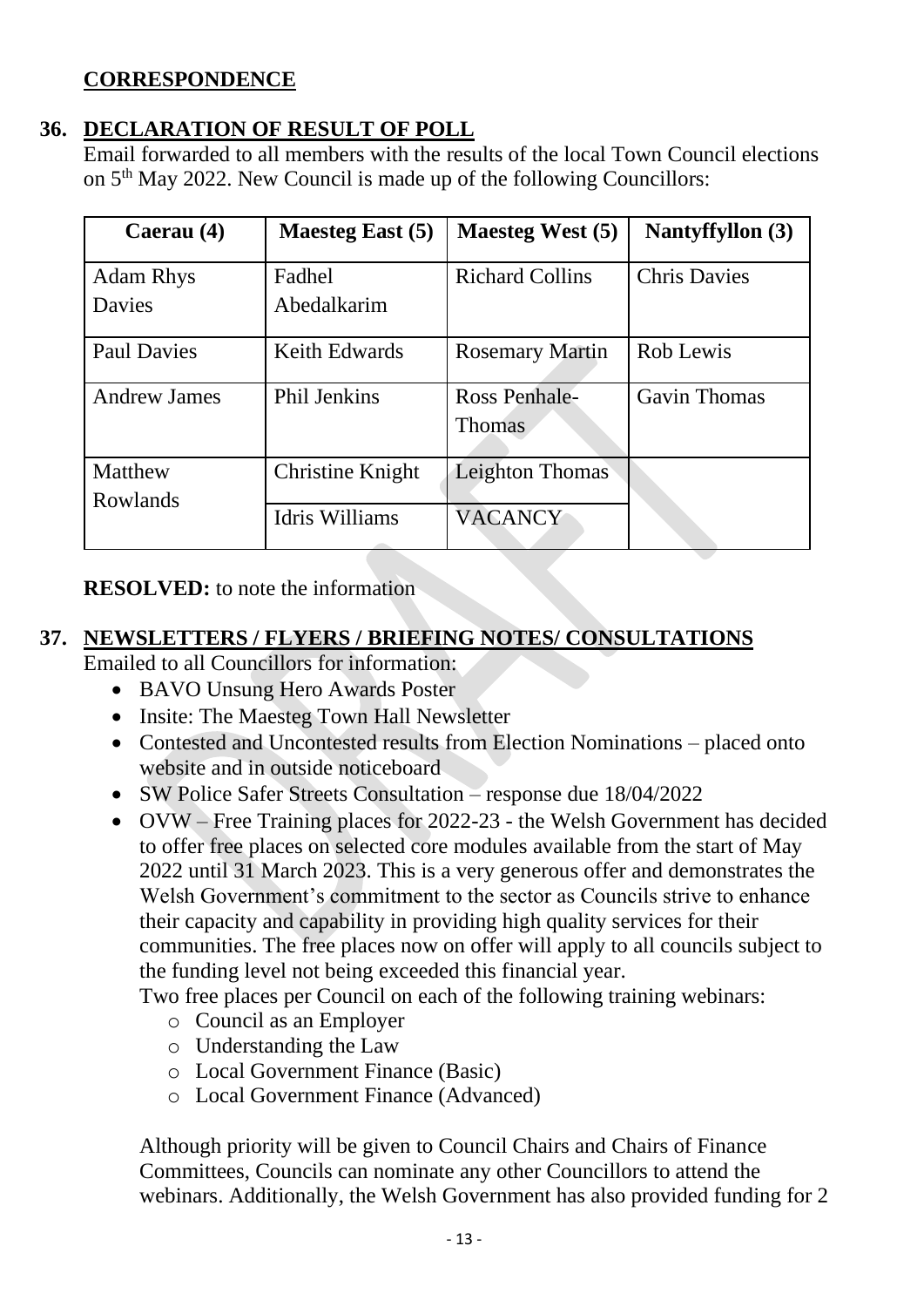## CORRESPONDENCE

### 36. DECLARATION OF RESULT OF POLL

Email forwarded to all members with the results of the local Town Council elections on 5th May 2022. New Council is made up of the following Councillors:

| Caerau (4) | Maesteg East (5) | Maesteg West (5) | Nantyffyllon (3) |
|---|---|---|---|
| Adam Rhys Davies | Fadhel Abedalkarim | Richard Collins | Chris Davies |
| Paul Davies | Keith Edwards | Rosemary Martin | Rob Lewis |
| Andrew James | Phil Jenkins | Ross Penhale-Thomas | Gavin Thomas |
| Matthew Rowlands | Christine Knight | Leighton Thomas | |
| | Idris Williams | VACANCY | |

**RESOLVED:** to note the information

### 37. NEWSLETTERS / FLYERS / BRIEFING NOTES/ CONSULTATIONS

Emailed to all Councillors for information:

- BAVO Unsung Hero Awards Poster
- Insite: The Maesteg Town Hall Newsletter
- Contested and Uncontested results from Election Nominations – placed onto website and in outside noticeboard
- SW Police Safer Streets Consultation – response due 18/04/2022
- OVW – Free Training places for 2022-23 - the Welsh Government has decided to offer free places on selected core modules available from the start of May 2022 until 31 March 2023. This is a very generous offer and demonstrates the Welsh Government's commitment to the sector as Councils strive to enhance their capacity and capability in providing high quality services for their communities. The free places now on offer will apply to all councils subject to the funding level not being exceeded this financial year.

  Two free places per Council on each of the following training webinars:
  - Council as an Employer
  - Understanding the Law
  - Local Government Finance (Basic)
  - Local Government Finance (Advanced)

  Although priority will be given to Council Chairs and Chairs of Finance Committees, Councils can nominate any other Councillors to attend the webinars. Additionally, the Welsh Government has also provided funding for 2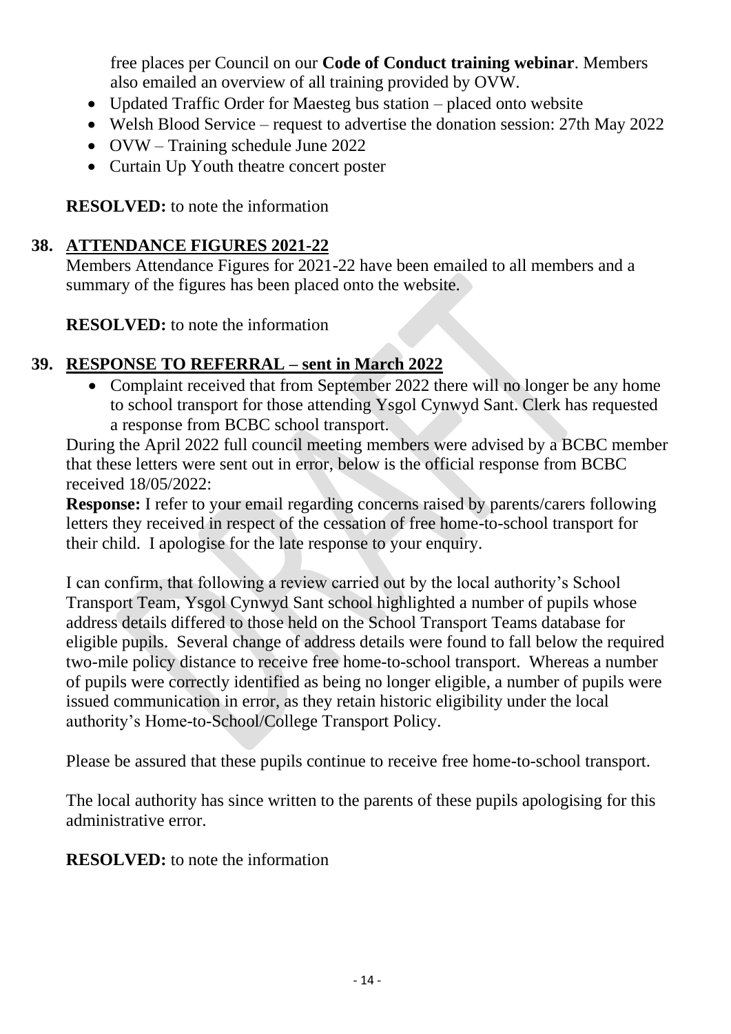free places per Council on our **Code of Conduct training webinar**. Members also emailed an overview of all training provided by OVW.

- Updated Traffic Order for Maesteg bus station – placed onto website
- Welsh Blood Service – request to advertise the donation session: 27th May 2022
- OVW – Training schedule June 2022
- Curtain Up Youth theatre concert poster

**RESOLVED:** to note the information

## 38. ATTENDANCE FIGURES 2021-22

Members Attendance Figures for 2021-22 have been emailed to all members and a summary of the figures has been placed onto the website.

**RESOLVED:** to note the information

## 39. RESPONSE TO REFERRAL – sent in March 2022

- Complaint received that from September 2022 there will no longer be any home to school transport for those attending Ysgol Cynwyd Sant. Clerk has requested a response from BCBC school transport.

During the April 2022 full council meeting members were advised by a BCBC member that these letters were sent out in error, below is the official response from BCBC received 18/05/2022:

**Response:** I refer to your email regarding concerns raised by parents/carers following letters they received in respect of the cessation of free home-to-school transport for their child. I apologise for the late response to your enquiry.

I can confirm, that following a review carried out by the local authority's School Transport Team, Ysgol Cynwyd Sant school highlighted a number of pupils whose address details differed to those held on the School Transport Teams database for eligible pupils. Several change of address details were found to fall below the required two-mile policy distance to receive free home-to-school transport. Whereas a number of pupils were correctly identified as being no longer eligible, a number of pupils were issued communication in error, as they retain historic eligibility under the local authority's Home-to-School/College Transport Policy.

Please be assured that these pupils continue to receive free home-to-school transport.

The local authority has since written to the parents of these pupils apologising for this administrative error.

**RESOLVED:** to note the information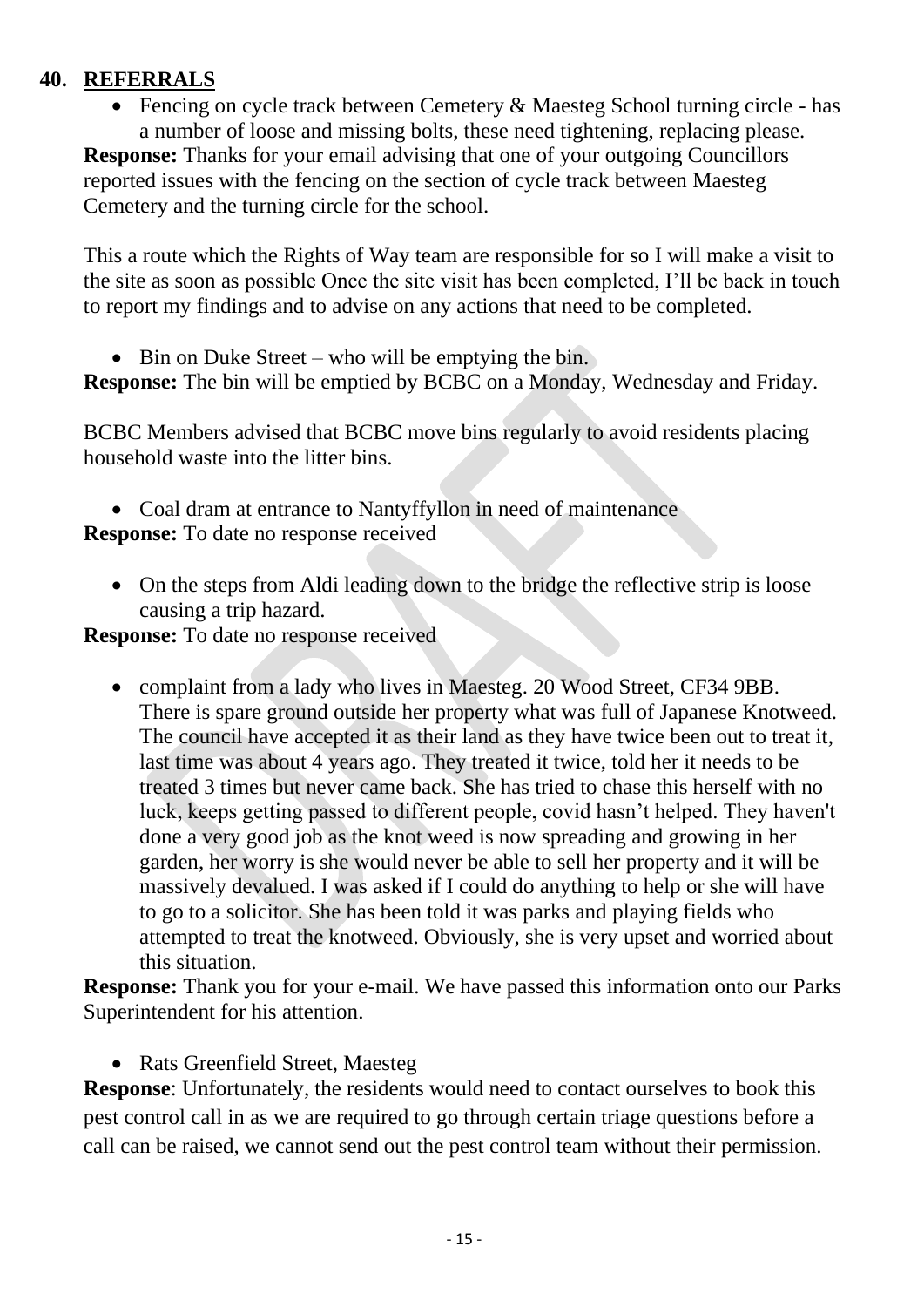## 40. REFERRALS

- Fencing on cycle track between Cemetery & Maesteg School turning circle - has a number of loose and missing bolts, these need tightening, replacing please.

**Response:** Thanks for your email advising that one of your outgoing Councillors reported issues with the fencing on the section of cycle track between Maesteg Cemetery and the turning circle for the school.

This a route which the Rights of Way team are responsible for so I will make a visit to the site as soon as possible Once the site visit has been completed, I'll be back in touch to report my findings and to advise on any actions that need to be completed.

- Bin on Duke Street – who will be emptying the bin.

**Response:** The bin will be emptied by BCBC on a Monday, Wednesday and Friday.

BCBC Members advised that BCBC move bins regularly to avoid residents placing household waste into the litter bins.

- Coal dram at entrance to Nantyffyllon in need of maintenance

**Response:** To date no response received

- On the steps from Aldi leading down to the bridge the reflective strip is loose causing a trip hazard.

**Response:** To date no response received

- complaint from a lady who lives in Maesteg. 20 Wood Street, CF34 9BB. There is spare ground outside her property what was full of Japanese Knotweed. The council have accepted it as their land as they have twice been out to treat it, last time was about 4 years ago. They treated it twice, told her it needs to be treated 3 times but never came back. She has tried to chase this herself with no luck, keeps getting passed to different people, covid hasn't helped. They haven't done a very good job as the knot weed is now spreading and growing in her garden, her worry is she would never be able to sell her property and it will be massively devalued. I was asked if I could do anything to help or she will have to go to a solicitor. She has been told it was parks and playing fields who attempted to treat the knotweed. Obviously, she is very upset and worried about this situation.

**Response:** Thank you for your e-mail. We have passed this information onto our Parks Superintendent for his attention.

- Rats Greenfield Street, Maesteg

**Response**: Unfortunately, the residents would need to contact ourselves to book this pest control call in as we are required to go through certain triage questions before a call can be raised, we cannot send out the pest control team without their permission.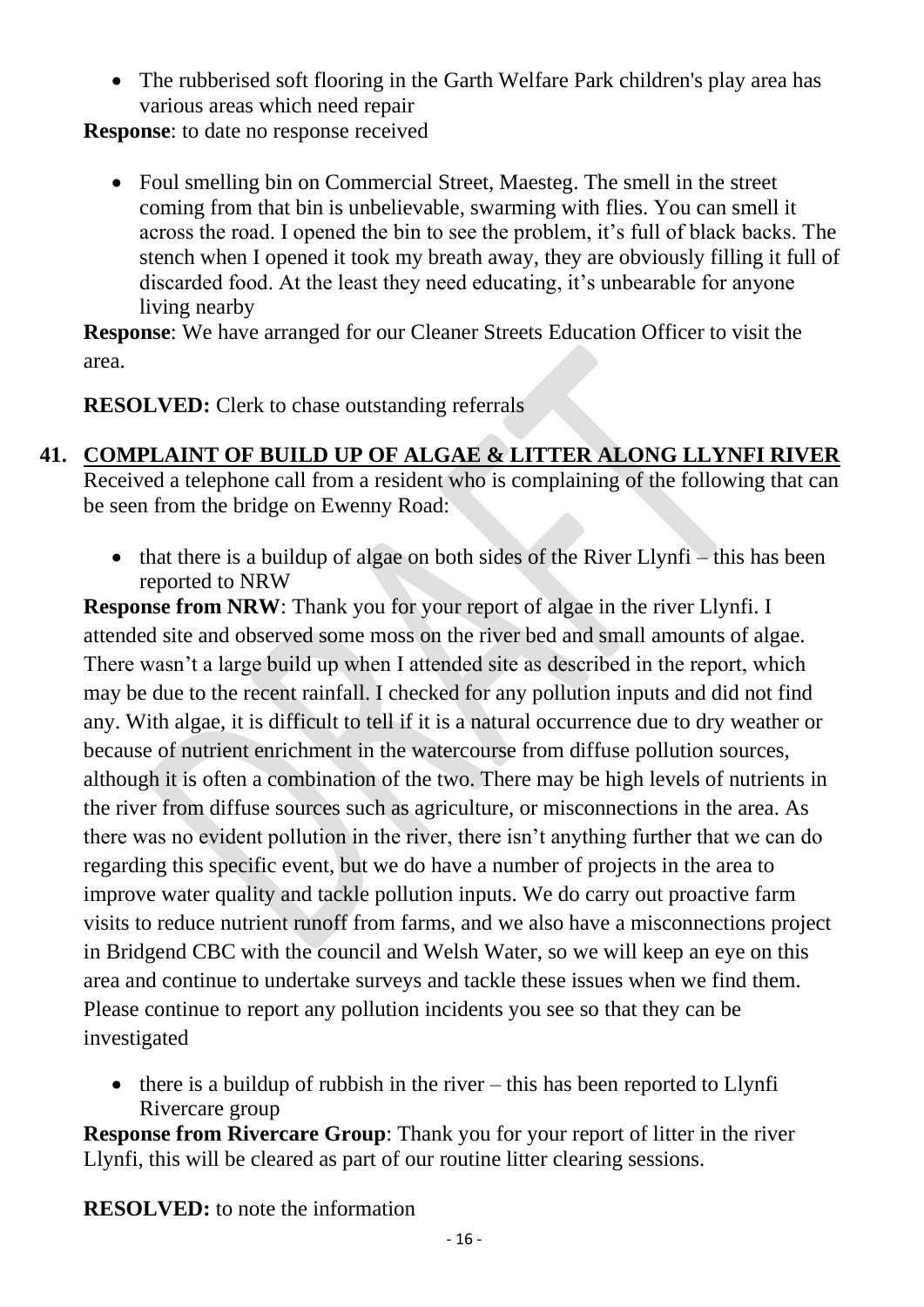- The rubberised soft flooring in the Garth Welfare Park children's play area has various areas which need repair

**Response**: to date no response received

- Foul smelling bin on Commercial Street, Maesteg. The smell in the street coming from that bin is unbelievable, swarming with flies. You can smell it across the road. I opened the bin to see the problem, it's full of black backs. The stench when I opened it took my breath away, they are obviously filling it full of discarded food. At the least they need educating, it's unbearable for anyone living nearby

**Response**: We have arranged for our Cleaner Streets Education Officer to visit the area.

**RESOLVED:** Clerk to chase outstanding referrals

## 41. COMPLAINT OF BUILD UP OF ALGAE & LITTER ALONG LLYNFI RIVER

Received a telephone call from a resident who is complaining of the following that can be seen from the bridge on Ewenny Road:

- that there is a buildup of algae on both sides of the River Llynfi – this has been reported to NRW

**Response from NRW**: Thank you for your report of algae in the river Llynfi. I attended site and observed some moss on the river bed and small amounts of algae. There wasn't a large build up when I attended site as described in the report, which may be due to the recent rainfall. I checked for any pollution inputs and did not find any. With algae, it is difficult to tell if it is a natural occurrence due to dry weather or because of nutrient enrichment in the watercourse from diffuse pollution sources, although it is often a combination of the two. There may be high levels of nutrients in the river from diffuse sources such as agriculture, or misconnections in the area. As there was no evident pollution in the river, there isn't anything further that we can do regarding this specific event, but we do have a number of projects in the area to improve water quality and tackle pollution inputs. We do carry out proactive farm visits to reduce nutrient runoff from farms, and we also have a misconnections project in Bridgend CBC with the council and Welsh Water, so we will keep an eye on this area and continue to undertake surveys and tackle these issues when we find them. Please continue to report any pollution incidents you see so that they can be investigated

- there is a buildup of rubbish in the river – this has been reported to Llynfi Rivercare group

**Response from Rivercare Group**: Thank you for your report of litter in the river Llynfi, this will be cleared as part of our routine litter clearing sessions.

**RESOLVED:** to note the information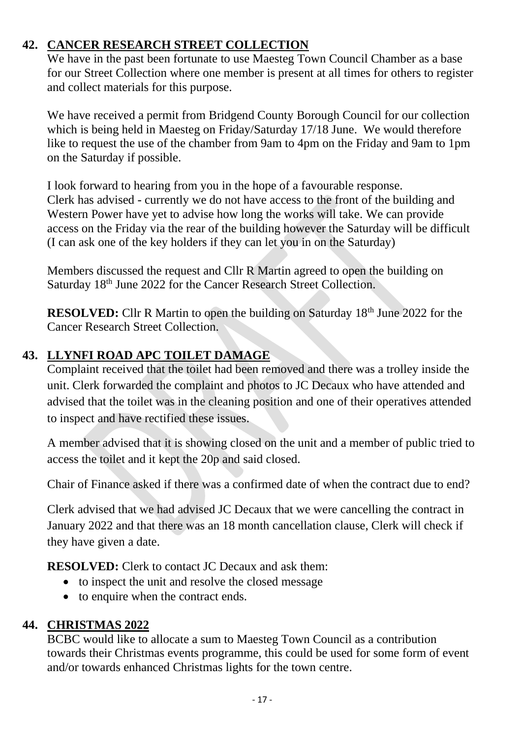## 42. CANCER RESEARCH STREET COLLECTION

We have in the past been fortunate to use Maesteg Town Council Chamber as a base for our Street Collection where one member is present at all times for others to register and collect materials for this purpose.

We have received a permit from Bridgend County Borough Council for our collection which is being held in Maesteg on Friday/Saturday 17/18 June. We would therefore like to request the use of the chamber from 9am to 4pm on the Friday and 9am to 1pm on the Saturday if possible.

I look forward to hearing from you in the hope of a favourable response.
Clerk has advised - currently we do not have access to the front of the building and Western Power have yet to advise how long the works will take. We can provide access on the Friday via the rear of the building however the Saturday will be difficult (I can ask one of the key holders if they can let you in on the Saturday)

Members discussed the request and Cllr R Martin agreed to open the building on Saturday 18th June 2022 for the Cancer Research Street Collection.

**RESOLVED:** Cllr R Martin to open the building on Saturday 18th June 2022 for the Cancer Research Street Collection.

## 43. LLYNFI ROAD APC TOILET DAMAGE

Complaint received that the toilet had been removed and there was a trolley inside the unit. Clerk forwarded the complaint and photos to JC Decaux who have attended and advised that the toilet was in the cleaning position and one of their operatives attended to inspect and have rectified these issues.

A member advised that it is showing closed on the unit and a member of public tried to access the toilet and it kept the 20p and said closed.

Chair of Finance asked if there was a confirmed date of when the contract due to end?

Clerk advised that we had advised JC Decaux that we were cancelling the contract in January 2022 and that there was an 18 month cancellation clause, Clerk will check if they have given a date.

**RESOLVED:** Clerk to contact JC Decaux and ask them:

- to inspect the unit and resolve the closed message
- to enquire when the contract ends.

## 44. CHRISTMAS 2022

BCBC would like to allocate a sum to Maesteg Town Council as a contribution towards their Christmas events programme, this could be used for some form of event and/or towards enhanced Christmas lights for the town centre.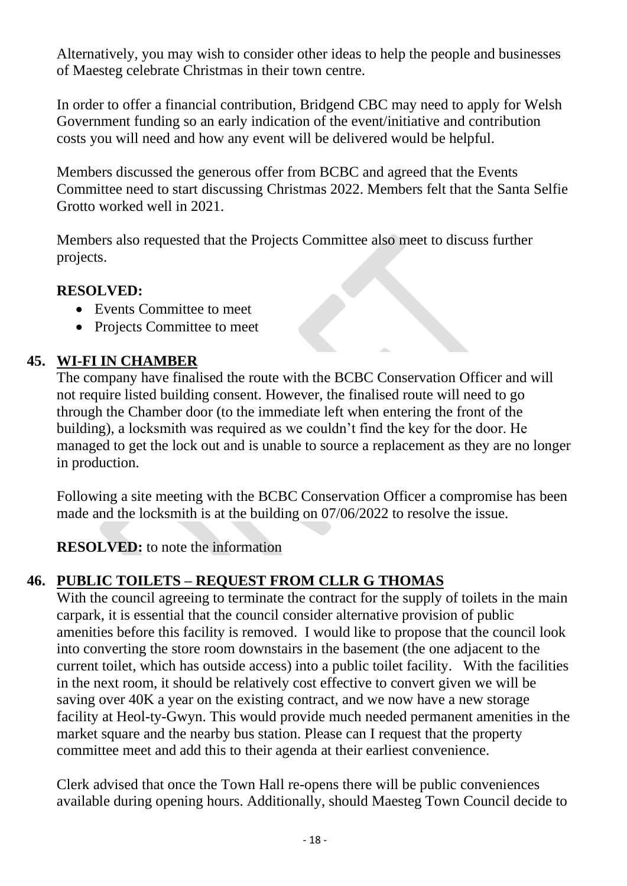Alternatively, you may wish to consider other ideas to help the people and businesses of Maesteg celebrate Christmas in their town centre.

In order to offer a financial contribution, Bridgend CBC may need to apply for Welsh Government funding so an early indication of the event/initiative and contribution costs you will need and how any event will be delivered would be helpful.

Members discussed the generous offer from BCBC and agreed that the Events Committee need to start discussing Christmas 2022. Members felt that the Santa Selfie Grotto worked well in 2021.

Members also requested that the Projects Committee also meet to discuss further projects.

**RESOLVED:**

- Events Committee to meet
- Projects Committee to meet

## 45. WI-FI IN CHAMBER

The company have finalised the route with the BCBC Conservation Officer and will not require listed building consent. However, the finalised route will need to go through the Chamber door (to the immediate left when entering the front of the building), a locksmith was required as we couldn't find the key for the door. He managed to get the lock out and is unable to source a replacement as they are no longer in production.

Following a site meeting with the BCBC Conservation Officer a compromise has been made and the locksmith is at the building on 07/06/2022 to resolve the issue.

**RESOLVED:** to note the information

## 46. PUBLIC TOILETS – REQUEST FROM CLLR G THOMAS

With the council agreeing to terminate the contract for the supply of toilets in the main carpark, it is essential that the council consider alternative provision of public amenities before this facility is removed. I would like to propose that the council look into converting the store room downstairs in the basement (the one adjacent to the current toilet, which has outside access) into a public toilet facility. With the facilities in the next room, it should be relatively cost effective to convert given we will be saving over 40K a year on the existing contract, and we now have a new storage facility at Heol-ty-Gwyn. This would provide much needed permanent amenities in the market square and the nearby bus station. Please can I request that the property committee meet and add this to their agenda at their earliest convenience.

Clerk advised that once the Town Hall re-opens there will be public conveniences available during opening hours. Additionally, should Maesteg Town Council decide to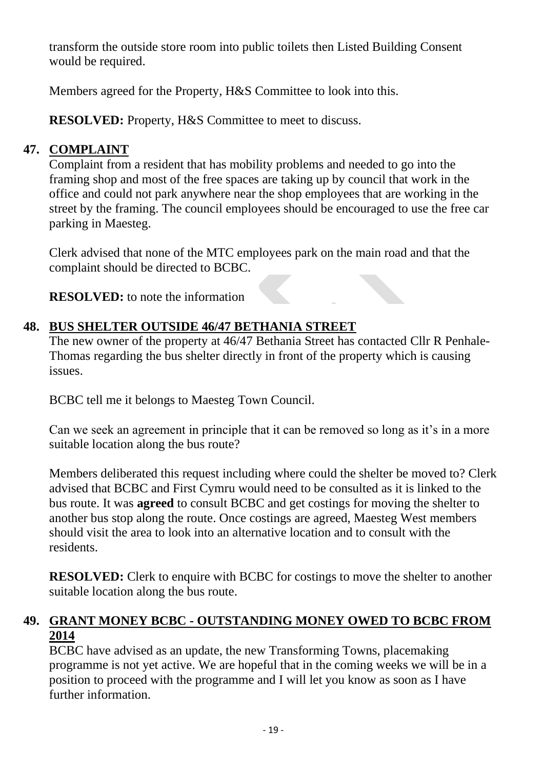transform the outside store room into public toilets then Listed Building Consent would be required.

Members agreed for the Property, H&S Committee to look into this.

**RESOLVED:** Property, H&S Committee to meet to discuss.

## 47. COMPLAINT

Complaint from a resident that has mobility problems and needed to go into the framing shop and most of the free spaces are taking up by council that work in the office and could not park anywhere near the shop employees that are working in the street by the framing. The council employees should be encouraged to use the free car parking in Maesteg.

Clerk advised that none of the MTC employees park on the main road and that the complaint should be directed to BCBC.

**RESOLVED:** to note the information

## 48. BUS SHELTER OUTSIDE 46/47 BETHANIA STREET

The new owner of the property at 46/47 Bethania Street has contacted Cllr R Penhale-Thomas regarding the bus shelter directly in front of the property which is causing issues.

BCBC tell me it belongs to Maesteg Town Council.

Can we seek an agreement in principle that it can be removed so long as it's in a more suitable location along the bus route?

Members deliberated this request including where could the shelter be moved to? Clerk advised that BCBC and First Cymru would need to be consulted as it is linked to the bus route. It was **agreed** to consult BCBC and get costings for moving the shelter to another bus stop along the route. Once costings are agreed, Maesteg West members should visit the area to look into an alternative location and to consult with the residents.

**RESOLVED:** Clerk to enquire with BCBC for costings to move the shelter to another suitable location along the bus route.

## 49. GRANT MONEY BCBC - OUTSTANDING MONEY OWED TO BCBC FROM 2014

BCBC have advised as an update, the new Transforming Towns, placemaking programme is not yet active. We are hopeful that in the coming weeks we will be in a position to proceed with the programme and I will let you know as soon as I have further information.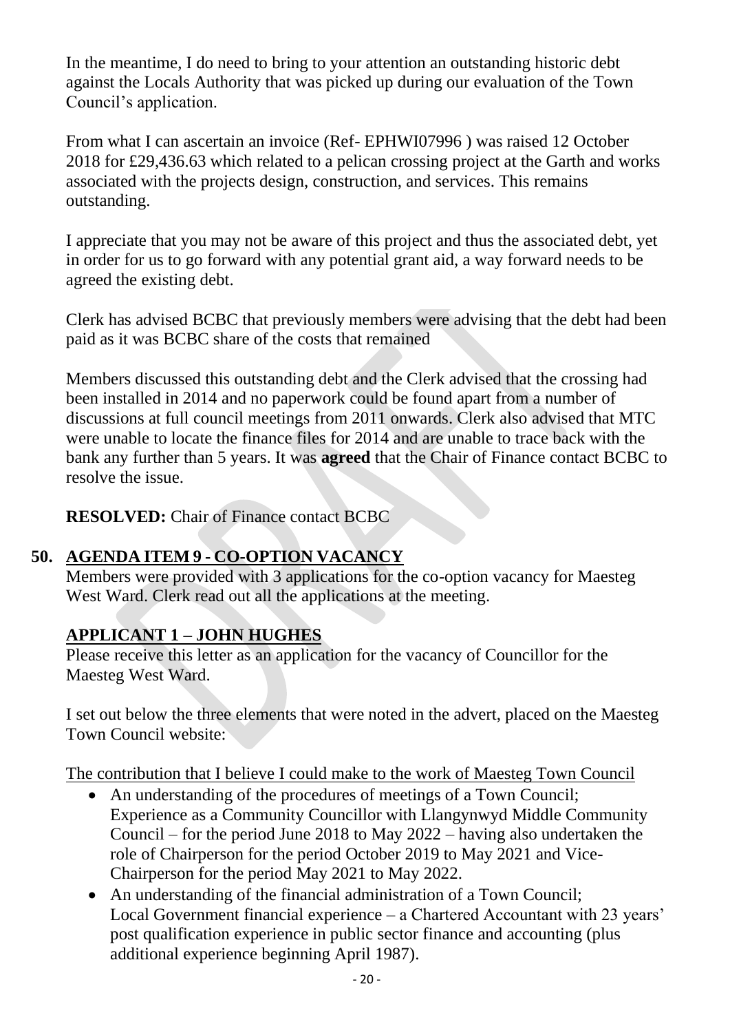In the meantime, I do need to bring to your attention an outstanding historic debt against the Locals Authority that was picked up during our evaluation of the Town Council's application.

From what I can ascertain an invoice (Ref- EPHWI07996 ) was raised 12 October 2018 for £29,436.63 which related to a pelican crossing project at the Garth and works associated with the projects design, construction, and services. This remains outstanding.

I appreciate that you may not be aware of this project and thus the associated debt, yet in order for us to go forward with any potential grant aid, a way forward needs to be agreed the existing debt.

Clerk has advised BCBC that previously members were advising that the debt had been paid as it was BCBC share of the costs that remained

Members discussed this outstanding debt and the Clerk advised that the crossing had been installed in 2014 and no paperwork could be found apart from a number of discussions at full council meetings from 2011 onwards. Clerk also advised that MTC were unable to locate the finance files for 2014 and are unable to trace back with the bank any further than 5 years. It was **agreed** that the Chair of Finance contact BCBC to resolve the issue.

**RESOLVED:** Chair of Finance contact BCBC

## 50. AGENDA ITEM 9 - CO-OPTION VACANCY

Members were provided with 3 applications for the co-option vacancy for Maesteg West Ward. Clerk read out all the applications at the meeting.

### APPLICANT 1 – JOHN HUGHES

Please receive this letter as an application for the vacancy of Councillor for the Maesteg West Ward.

I set out below the three elements that were noted in the advert, placed on the Maesteg Town Council website:

The contribution that I believe I could make to the work of Maesteg Town Council

- An understanding of the procedures of meetings of a Town Council; Experience as a Community Councillor with Llangynwyd Middle Community Council – for the period June 2018 to May 2022 – having also undertaken the role of Chairperson for the period October 2019 to May 2021 and Vice-Chairperson for the period May 2021 to May 2022.
- An understanding of the financial administration of a Town Council; Local Government financial experience – a Chartered Accountant with 23 years' post qualification experience in public sector finance and accounting (plus additional experience beginning April 1987).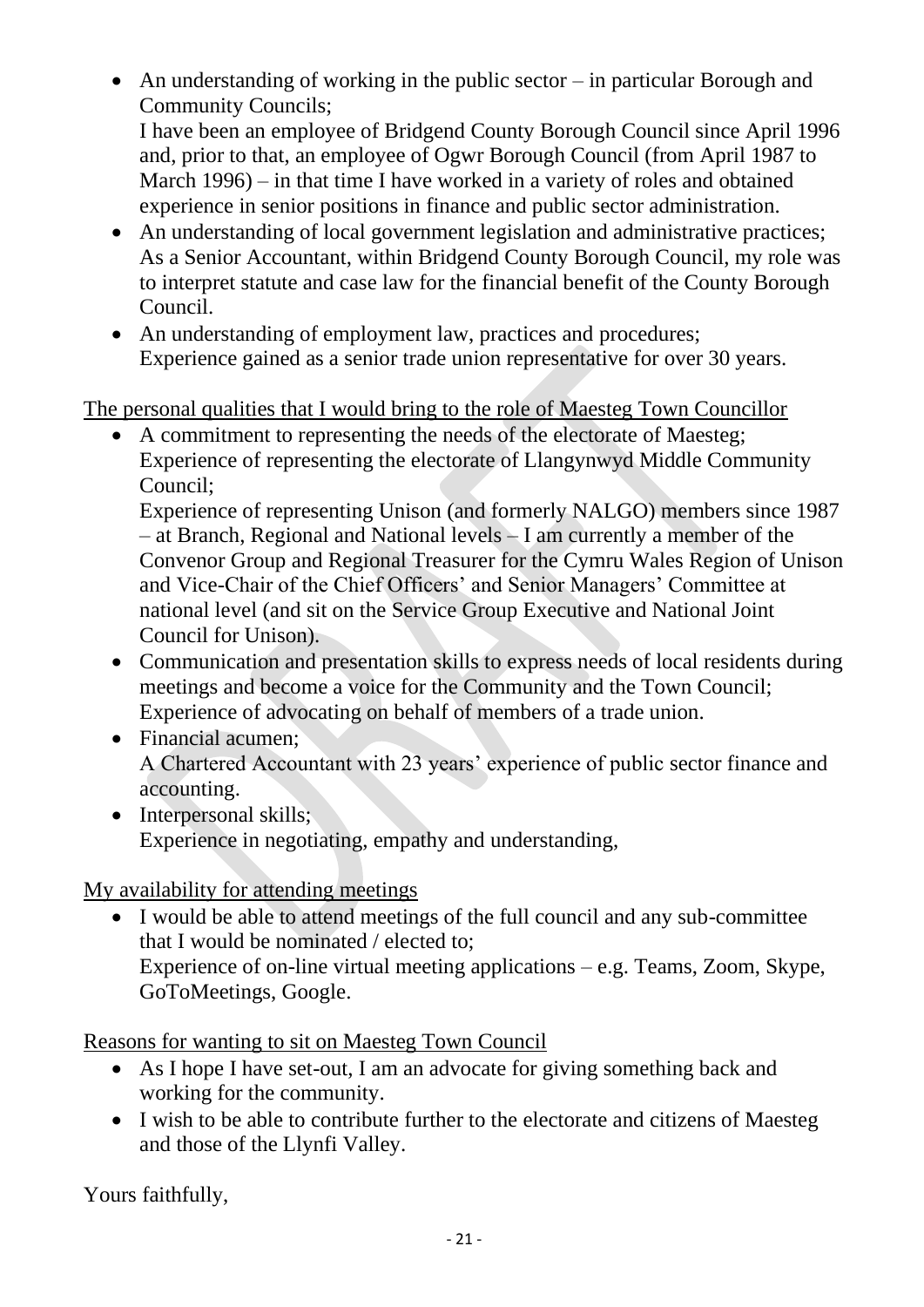- An understanding of working in the public sector – in particular Borough and Community Councils;
  I have been an employee of Bridgend County Borough Council since April 1996 and, prior to that, an employee of Ogwr Borough Council (from April 1987 to March 1996) – in that time I have worked in a variety of roles and obtained experience in senior positions in finance and public sector administration.
- An understanding of local government legislation and administrative practices;
  As a Senior Accountant, within Bridgend County Borough Council, my role was to interpret statute and case law for the financial benefit of the County Borough Council.
- An understanding of employment law, practices and procedures;
  Experience gained as a senior trade union representative for over 30 years.

<u>The personal qualities that I would bring to the role of Maesteg Town Councillor</u>

- A commitment to representing the needs of the electorate of Maesteg;
  Experience of representing the electorate of Llangynwyd Middle Community Council;
  Experience of representing Unison (and formerly NALGO) members since 1987 – at Branch, Regional and National levels – I am currently a member of the Convenor Group and Regional Treasurer for the Cymru Wales Region of Unison and Vice-Chair of the Chief Officers' and Senior Managers' Committee at national level (and sit on the Service Group Executive and National Joint Council for Unison).
- Communication and presentation skills to express needs of local residents during meetings and become a voice for the Community and the Town Council;
  Experience of advocating on behalf of members of a trade union.
- Financial acumen;
  A Chartered Accountant with 23 years' experience of public sector finance and accounting.
- Interpersonal skills;
  Experience in negotiating, empathy and understanding,

<u>My availability for attending meetings</u>

- I would be able to attend meetings of the full council and any sub-committee that I would be nominated / elected to;
  Experience of on-line virtual meeting applications – e.g. Teams, Zoom, Skype, GoToMeetings, Google.

<u>Reasons for wanting to sit on Maesteg Town Council</u>

- As I hope I have set-out, I am an advocate for giving something back and working for the community.
- I wish to be able to contribute further to the electorate and citizens of Maesteg and those of the Llynfi Valley.

Yours faithfully,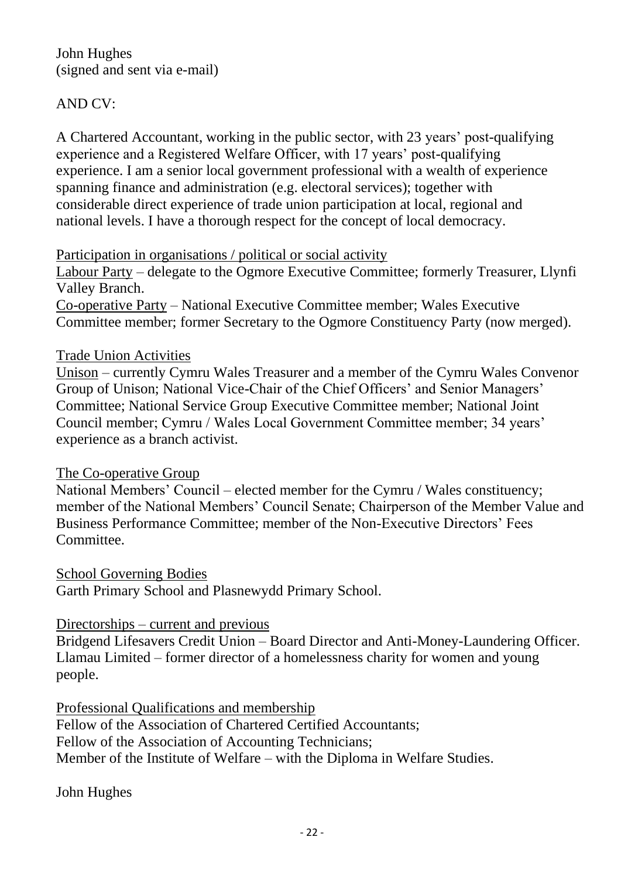John Hughes
(signed and sent via e-mail)

AND CV:

A Chartered Accountant, working in the public sector, with 23 years' post-qualifying experience and a Registered Welfare Officer, with 17 years' post-qualifying experience. I am a senior local government professional with a wealth of experience spanning finance and administration (e.g. electoral services); together with considerable direct experience of trade union participation at local, regional and national levels. I have a thorough respect for the concept of local democracy.

<u>Participation in organisations / political or social activity</u>

<u>Labour Party</u> – delegate to the Ogmore Executive Committee; formerly Treasurer, Llynfi Valley Branch.

<u>Co-operative Party</u> – National Executive Committee member; Wales Executive Committee member; former Secretary to the Ogmore Constituency Party (now merged).

<u>Trade Union Activities</u>

<u>Unison</u> – currently Cymru Wales Treasurer and a member of the Cymru Wales Convenor Group of Unison; National Vice-Chair of the Chief Officers' and Senior Managers' Committee; National Service Group Executive Committee member; National Joint Council member; Cymru / Wales Local Government Committee member; 34 years' experience as a branch activist.

<u>The Co-operative Group</u>

National Members' Council – elected member for the Cymru / Wales constituency; member of the National Members' Council Senate; Chairperson of the Member Value and Business Performance Committee; member of the Non-Executive Directors' Fees Committee.

<u>School Governing Bodies</u>

Garth Primary School and Plasnewydd Primary School.

<u>Directorships – current and previous</u>

Bridgend Lifesavers Credit Union – Board Director and Anti-Money-Laundering Officer.
Llamau Limited – former director of a homelessness charity for women and young people.

<u>Professional Qualifications and membership</u>

Fellow of the Association of Chartered Certified Accountants;
Fellow of the Association of Accounting Technicians;
Member of the Institute of Welfare – with the Diploma in Welfare Studies.

John Hughes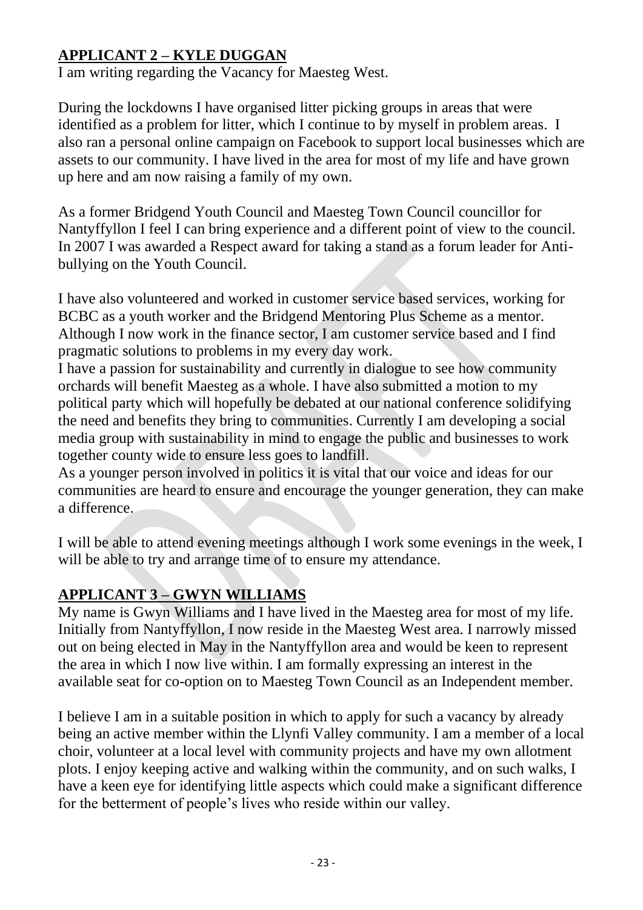## APPLICANT 2 – KYLE DUGGAN

I am writing regarding the Vacancy for Maesteg West.

During the lockdowns I have organised litter picking groups in areas that were identified as a problem for litter, which I continue to by myself in problem areas. I also ran a personal online campaign on Facebook to support local businesses which are assets to our community. I have lived in the area for most of my life and have grown up here and am now raising a family of my own.

As a former Bridgend Youth Council and Maesteg Town Council councillor for Nantyffyllon I feel I can bring experience and a different point of view to the council. In 2007 I was awarded a Respect award for taking a stand as a forum leader for Anti-bullying on the Youth Council.

I have also volunteered and worked in customer service based services, working for BCBC as a youth worker and the Bridgend Mentoring Plus Scheme as a mentor. Although I now work in the finance sector, I am customer service based and I find pragmatic solutions to problems in my every day work.

I have a passion for sustainability and currently in dialogue to see how community orchards will benefit Maesteg as a whole. I have also submitted a motion to my political party which will hopefully be debated at our national conference solidifying the need and benefits they bring to communities. Currently I am developing a social media group with sustainability in mind to engage the public and businesses to work together county wide to ensure less goes to landfill.

As a younger person involved in politics it is vital that our voice and ideas for our communities are heard to ensure and encourage the younger generation, they can make a difference.

I will be able to attend evening meetings although I work some evenings in the week, I will be able to try and arrange time of to ensure my attendance.

## APPLICANT 3 – GWYN WILLIAMS

My name is Gwyn Williams and I have lived in the Maesteg area for most of my life. Initially from Nantyffyllon, I now reside in the Maesteg West area. I narrowly missed out on being elected in May in the Nantyffyllon area and would be keen to represent the area in which I now live within. I am formally expressing an interest in the available seat for co-option on to Maesteg Town Council as an Independent member.

I believe I am in a suitable position in which to apply for such a vacancy by already being an active member within the Llynfi Valley community. I am a member of a local choir, volunteer at a local level with community projects and have my own allotment plots. I enjoy keeping active and walking within the community, and on such walks, I have a keen eye for identifying little aspects which could make a significant difference for the betterment of people's lives who reside within our valley.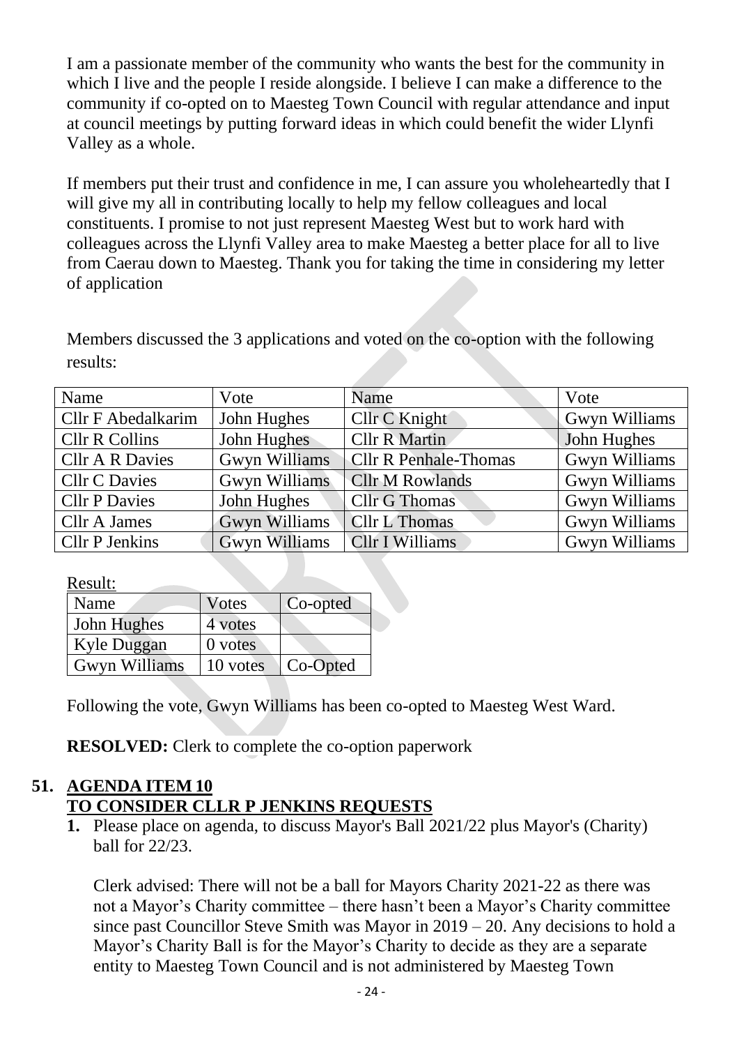I am a passionate member of the community who wants the best for the community in which I live and the people I reside alongside. I believe I can make a difference to the community if co-opted on to Maesteg Town Council with regular attendance and input at council meetings by putting forward ideas in which could benefit the wider Llynfi Valley as a whole.

If members put their trust and confidence in me, I can assure you wholeheartedly that I will give my all in contributing locally to help my fellow colleagues and local constituents. I promise to not just represent Maesteg West but to work hard with colleagues across the Llynfi Valley area to make Maesteg a better place for all to live from Caerau down to Maesteg. Thank you for taking the time in considering my letter of application

Members discussed the 3 applications and voted on the co-option with the following results:

| Name | Vote | Name | Vote |
|---|---|---|---|
| Cllr F Abedalkarim | John Hughes | Cllr C Knight | Gwyn Williams |
| Cllr R Collins | John Hughes | Cllr R Martin | John Hughes |
| Cllr A R Davies | Gwyn Williams | Cllr R Penhale-Thomas | Gwyn Williams |
| Cllr C Davies | Gwyn Williams | Cllr M Rowlands | Gwyn Williams |
| Cllr P Davies | John Hughes | Cllr G Thomas | Gwyn Williams |
| Cllr A James | Gwyn Williams | Cllr L Thomas | Gwyn Williams |
| Cllr P Jenkins | Gwyn Williams | Cllr I Williams | Gwyn Williams |

Result:

| Name | Votes | Co-opted |
|---|---|---|
| John Hughes | 4 votes | |
| Kyle Duggan | 0 votes | |
| Gwyn Williams | 10 votes | Co-Opted |

Following the vote, Gwyn Williams has been co-opted to Maesteg West Ward.

**RESOLVED:** Clerk to complete the co-option paperwork

## 51. AGENDA ITEM 10 TO CONSIDER CLLR P JENKINS REQUESTS

1. Please place on agenda, to discuss Mayor's Ball 2021/22 plus Mayor's (Charity) ball for 22/23.

   Clerk advised: There will not be a ball for Mayors Charity 2021-22 as there was not a Mayor's Charity committee – there hasn't been a Mayor's Charity committee since past Councillor Steve Smith was Mayor in 2019 – 20. Any decisions to hold a Mayor's Charity Ball is for the Mayor's Charity to decide as they are a separate entity to Maesteg Town Council and is not administered by Maesteg Town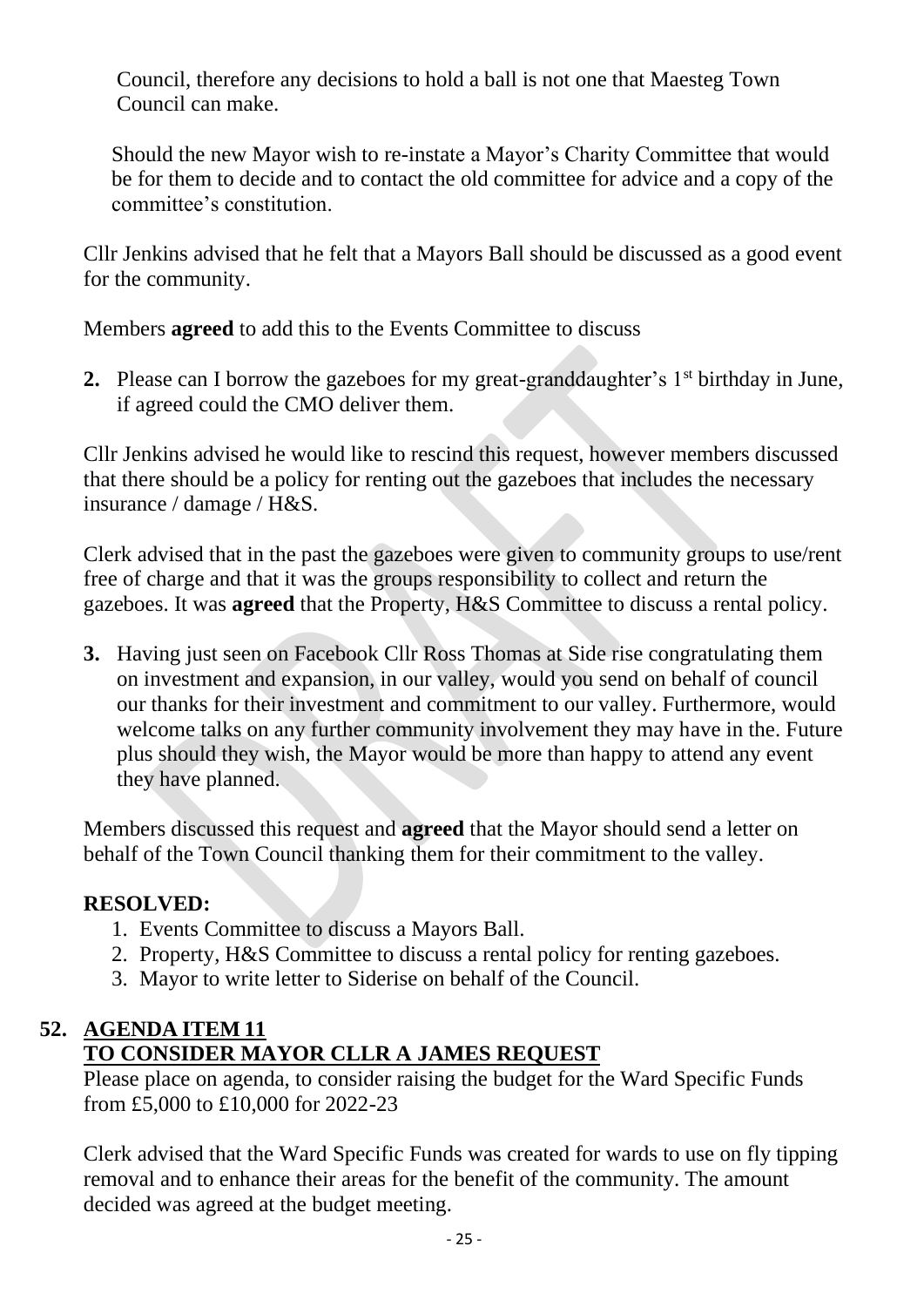Council, therefore any decisions to hold a ball is not one that Maesteg Town Council can make.

Should the new Mayor wish to re-instate a Mayor's Charity Committee that would be for them to decide and to contact the old committee for advice and a copy of the committee's constitution.

Cllr Jenkins advised that he felt that a Mayors Ball should be discussed as a good event for the community.

Members **agreed** to add this to the Events Committee to discuss

**2.** Please can I borrow the gazeboes for my great-granddaughter's 1st birthday in June, if agreed could the CMO deliver them.

Cllr Jenkins advised he would like to rescind this request, however members discussed that there should be a policy for renting out the gazeboes that includes the necessary insurance / damage / H&S.

Clerk advised that in the past the gazeboes were given to community groups to use/rent free of charge and that it was the groups responsibility to collect and return the gazeboes. It was **agreed** that the Property, H&S Committee to discuss a rental policy.

**3.** Having just seen on Facebook Cllr Ross Thomas at Side rise congratulating them on investment and expansion, in our valley, would you send on behalf of council our thanks for their investment and commitment to our valley. Furthermore, would welcome talks on any further community involvement they may have in the. Future plus should they wish, the Mayor would be more than happy to attend any event they have planned.

Members discussed this request and **agreed** that the Mayor should send a letter on behalf of the Town Council thanking them for their commitment to the valley.

**RESOLVED:**

1. Events Committee to discuss a Mayors Ball.
2. Property, H&S Committee to discuss a rental policy for renting gazeboes.
3. Mayor to write letter to Siderise on behalf of the Council.

## 52. AGENDA ITEM 11
## TO CONSIDER MAYOR CLLR A JAMES REQUEST

Please place on agenda, to consider raising the budget for the Ward Specific Funds from £5,000 to £10,000 for 2022-23

Clerk advised that the Ward Specific Funds was created for wards to use on fly tipping removal and to enhance their areas for the benefit of the community. The amount decided was agreed at the budget meeting.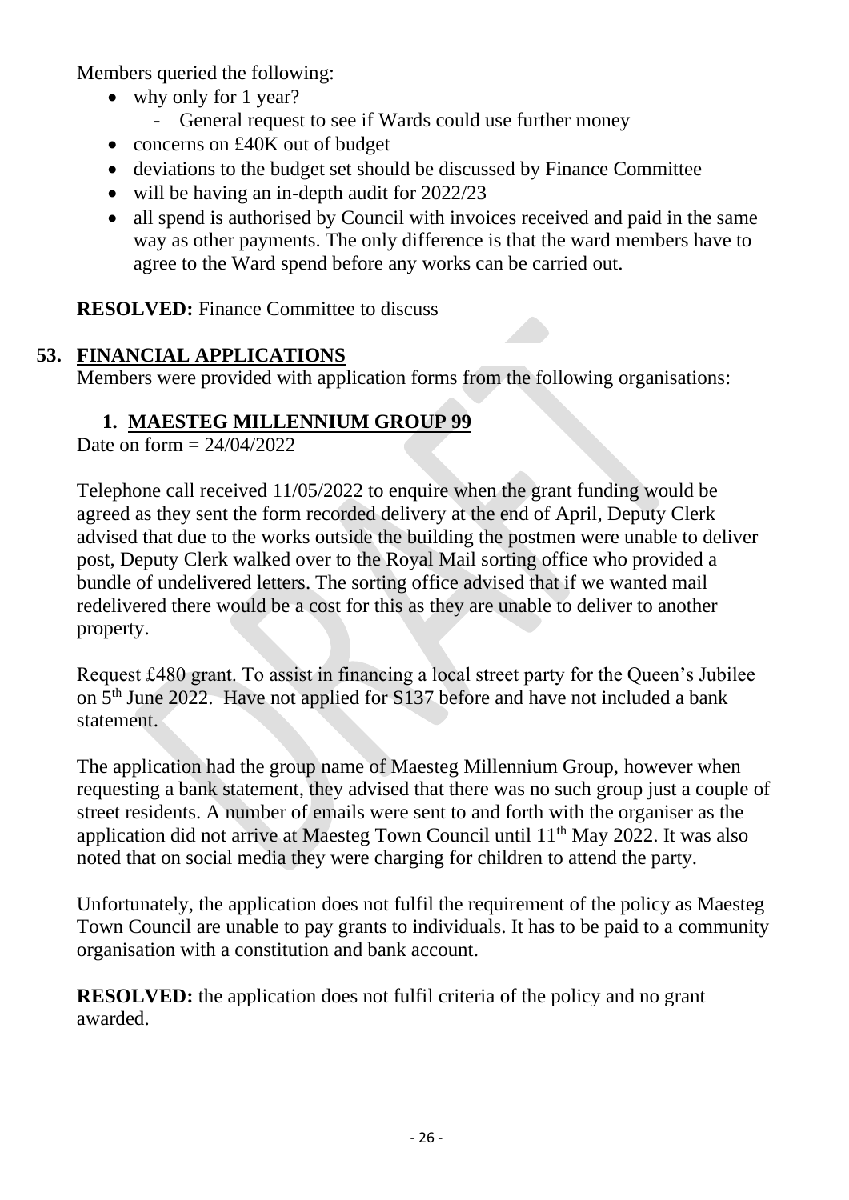Members queried the following:

- why only for 1 year?
  - General request to see if Wards could use further money
- concerns on £40K out of budget
- deviations to the budget set should be discussed by Finance Committee
- will be having an in-depth audit for 2022/23
- all spend is authorised by Council with invoices received and paid in the same way as other payments. The only difference is that the ward members have to agree to the Ward spend before any works can be carried out.

**RESOLVED:** Finance Committee to discuss

## 53. FINANCIAL APPLICATIONS

Members were provided with application forms from the following organisations:

### 1. MAESTEG MILLENNIUM GROUP 99

Date on form = 24/04/2022

Telephone call received 11/05/2022 to enquire when the grant funding would be agreed as they sent the form recorded delivery at the end of April, Deputy Clerk advised that due to the works outside the building the postmen were unable to deliver post, Deputy Clerk walked over to the Royal Mail sorting office who provided a bundle of undelivered letters. The sorting office advised that if we wanted mail redelivered there would be a cost for this as they are unable to deliver to another property.

Request £480 grant. To assist in financing a local street party for the Queen's Jubilee on 5th June 2022. Have not applied for S137 before and have not included a bank statement.

The application had the group name of Maesteg Millennium Group, however when requesting a bank statement, they advised that there was no such group just a couple of street residents. A number of emails were sent to and forth with the organiser as the application did not arrive at Maesteg Town Council until 11th May 2022. It was also noted that on social media they were charging for children to attend the party.

Unfortunately, the application does not fulfil the requirement of the policy as Maesteg Town Council are unable to pay grants to individuals. It has to be paid to a community organisation with a constitution and bank account.

**RESOLVED:** the application does not fulfil criteria of the policy and no grant awarded.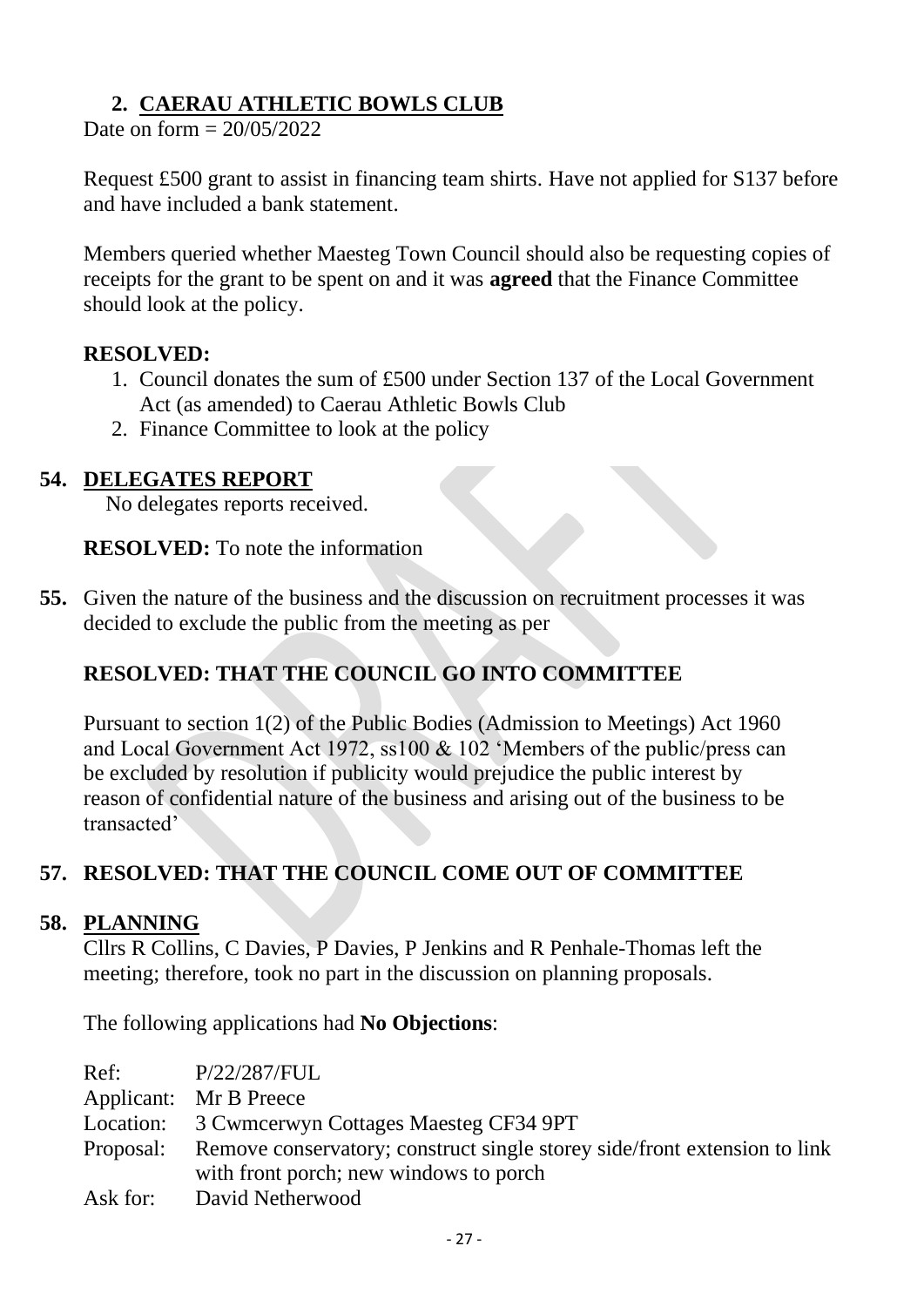## 2. CAERAU ATHLETIC BOWLS CLUB

Date on form = 20/05/2022

Request £500 grant to assist in financing team shirts. Have not applied for S137 before and have included a bank statement.

Members queried whether Maesteg Town Council should also be requesting copies of receipts for the grant to be spent on and it was **agreed** that the Finance Committee should look at the policy.

**RESOLVED:**

1. Council donates the sum of £500 under Section 137 of the Local Government Act (as amended) to Caerau Athletic Bowls Club
2. Finance Committee to look at the policy

## 54. DELEGATES REPORT

No delegates reports received.

**RESOLVED:** To note the information

**55.** Given the nature of the business and the discussion on recruitment processes it was decided to exclude the public from the meeting as per

**RESOLVED: THAT THE COUNCIL GO INTO COMMITTEE**

Pursuant to section 1(2) of the Public Bodies (Admission to Meetings) Act 1960 and Local Government Act 1972, ss100 & 102 'Members of the public/press can be excluded by resolution if publicity would prejudice the public interest by reason of confidential nature of the business and arising out of the business to be transacted'

## 57. RESOLVED: THAT THE COUNCIL COME OUT OF COMMITTEE

## 58. PLANNING

Cllrs R Collins, C Davies, P Davies, P Jenkins and R Penhale-Thomas left the meeting; therefore, took no part in the discussion on planning proposals.

The following applications had **No Objections**:

Ref: P/22/287/FUL
Applicant: Mr B Preece
Location: 3 Cwmcerwyn Cottages Maesteg CF34 9PT
Proposal: Remove conservatory; construct single storey side/front extension to link with front porch; new windows to porch
Ask for: David Netherwood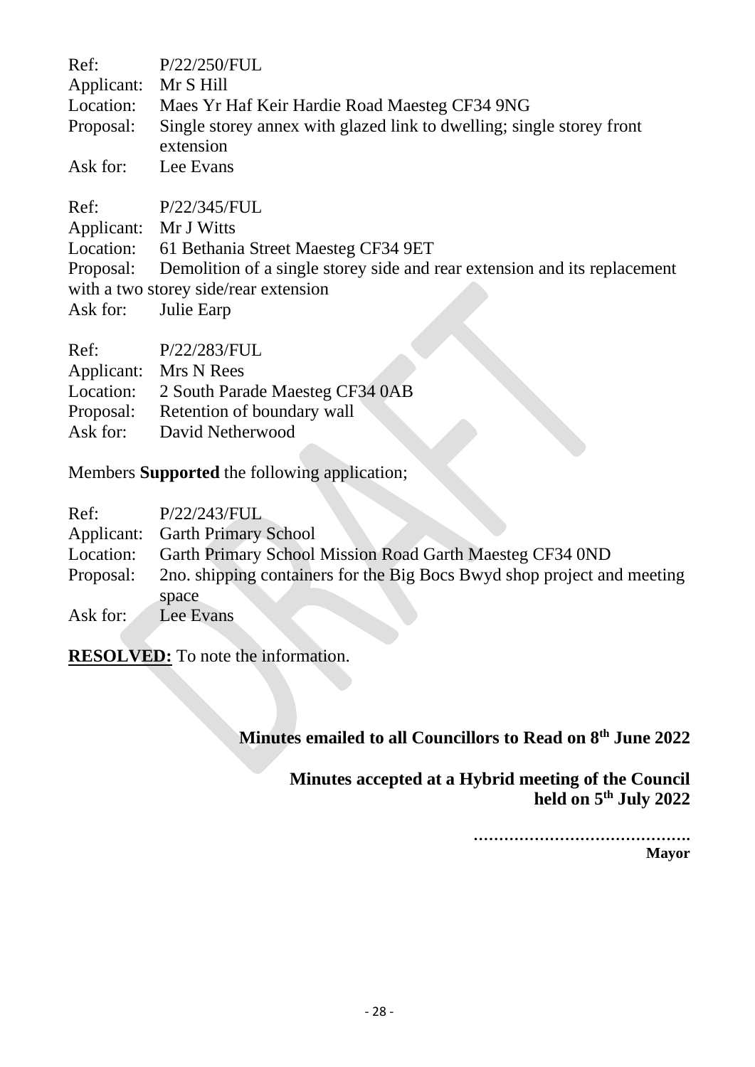Ref: P/22/250/FUL
Applicant: Mr S Hill
Location: Maes Yr Haf Keir Hardie Road Maesteg CF34 9NG
Proposal: Single storey annex with glazed link to dwelling; single storey front extension
Ask for: Lee Evans

Ref: P/22/345/FUL
Applicant: Mr J Witts
Location: 61 Bethania Street Maesteg CF34 9ET
Proposal: Demolition of a single storey side and rear extension and its replacement with a two storey side/rear extension
Ask for: Julie Earp

Ref: P/22/283/FUL
Applicant: Mrs N Rees
Location: 2 South Parade Maesteg CF34 0AB
Proposal: Retention of boundary wall
Ask for: David Netherwood

Members **Supported** the following application;

Ref: P/22/243/FUL
Applicant: Garth Primary School
Location: Garth Primary School Mission Road Garth Maesteg CF34 0ND
Proposal: 2no. shipping containers for the Big Bocs Bwyd shop project and meeting space
Ask for: Lee Evans

**RESOLVED:** To note the information.

**Minutes emailed to all Councillors to Read on 8th June 2022**

**Minutes accepted at a Hybrid meeting of the Council held on 5th July 2022**

**…………………………………….**
**Mayor**